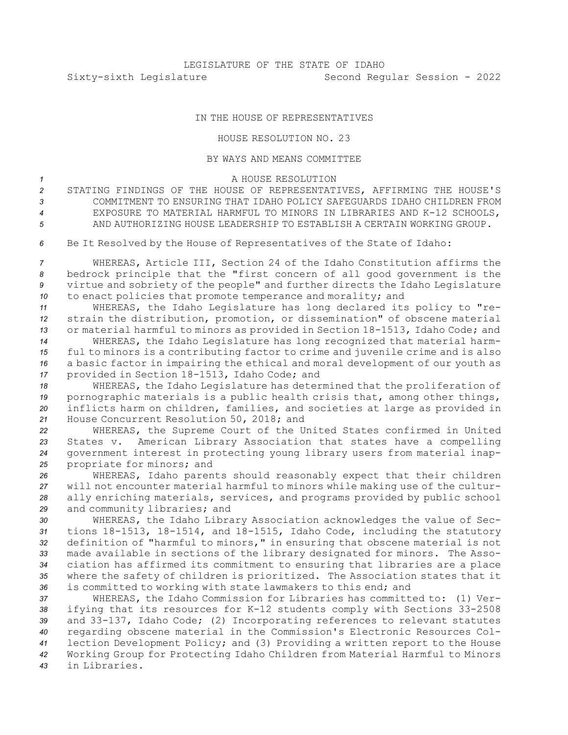LEGISLATURE OF THE STATE OF IDAHO

Sixty-sixth Legislature Second Regular Session - 2022

IN THE HOUSE OF REPRESENTATIVES

HOUSE RESOLUTION NO. 23

BY WAYS AND MEANS COMMITTEE

A HOUSE RESOLUTION

STATING FINDINGS OF THE HOUSE OF REPRESENTATIVES, AFFIRMING THE HOUSE'S COMMITMENT TO ENSURING THAT IDAHO POLICY SAFEGUARDS IDAHO CHILDREN FROM EXPOSURE TO MATERIAL HARMFUL TO MINORS IN LIBRARIES AND K-12 SCHOOLS, AND AUTHORIZING HOUSE LEADERSHIP TO ESTABLISH A CERTAIN WORKING GROUP.

Be It Resolved by the House of Representatives of the State of Idaho:

WHEREAS, Article III, Section 24 of the Idaho Constitution affirms the bedrock principle that the "first concern of all good government is the virtue and sobriety of the people" and further directs the Idaho Legislature to enact policies that promote temperance and morality; and

WHEREAS, the Idaho Legislature has long declared its policy to "restrain the distribution, promotion, or dissemination" of obscene material or material harmful to minors as provided in Section 18-1513, Idaho Code; and

WHEREAS, the Idaho Legislature has long recognized that material harmful to minors is a contributing factor to crime and juvenile crime and is also a basic factor in impairing the ethical and moral development of our youth as provided in Section 18-1513, Idaho Code; and

WHEREAS, the Idaho Legislature has determined that the proliferation of pornographic materials is a public health crisis that, among other things, inflicts harm on children, families, and societies at large as provided in House Concurrent Resolution 50, 2018; and

WHEREAS, the Supreme Court of the United States confirmed in United States v. American Library Association that states have a compelling government interest in protecting young library users from material inappropriate for minors; and

WHEREAS, Idaho parents should reasonably expect that their children will not encounter material harmful to minors while making use of the culturally enriching materials, services, and programs provided by public school and community libraries; and

WHEREAS, the Idaho Library Association acknowledges the value of Sections 18-1513, 18-1514, and 18-1515, Idaho Code, including the statutory definition of "harmful to minors," in ensuring that obscene material is not made available in sections of the library designated for minors. The Association has affirmed its commitment to ensuring that libraries are a place where the safety of children is prioritized. The Association states that it is committed to working with state lawmakers to this end; and

WHEREAS, the Idaho Commission for Libraries has committed to: (1) Verifying that its resources for K-12 students comply with Sections 33-2508 and 33-137, Idaho Code; (2) Incorporating references to relevant statutes regarding obscene material in the Commission's Electronic Resources Collection Development Policy; and (3) Providing a written report to the House Working Group for Protecting Idaho Children from Material Harmful to Minors in Libraries.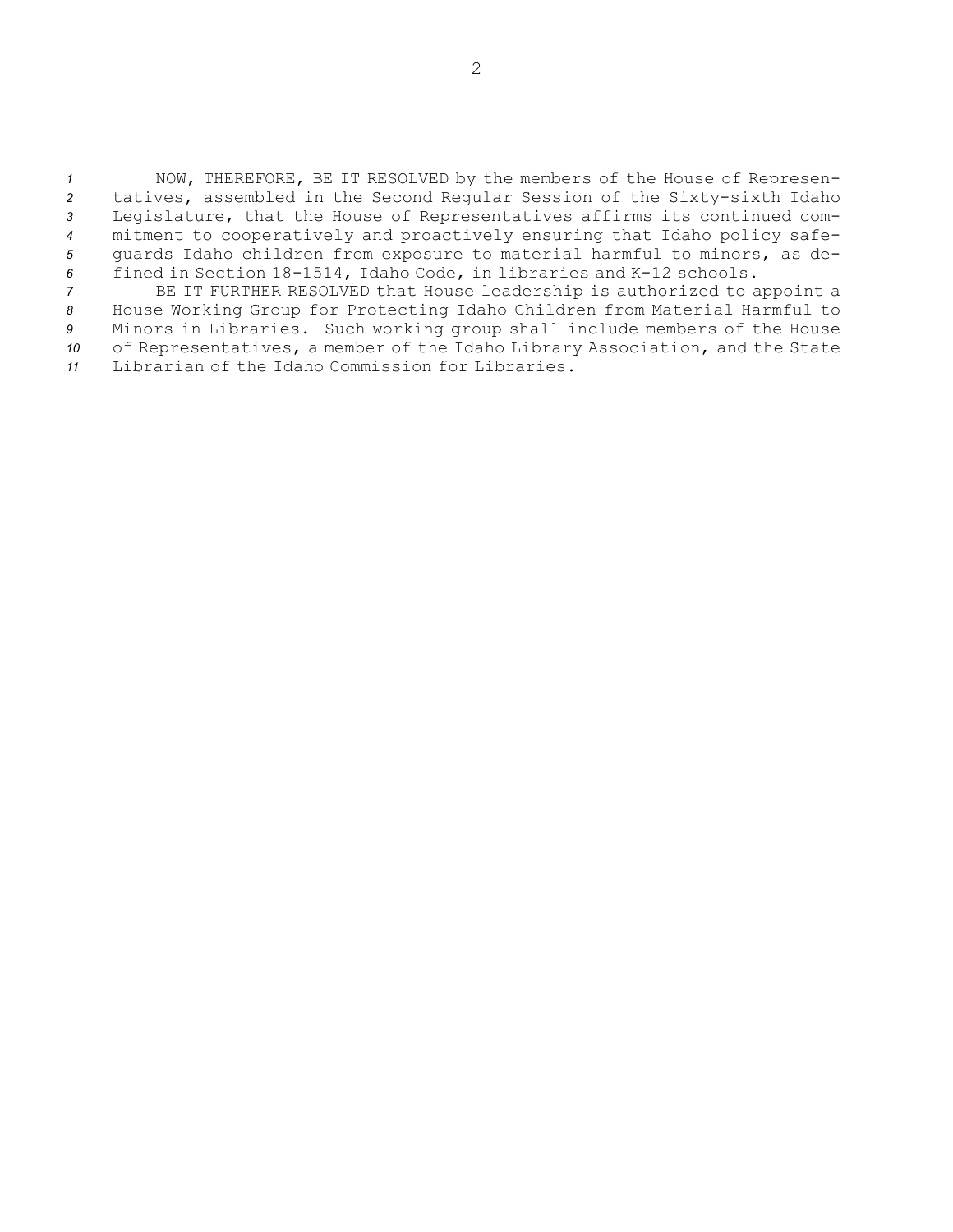NOW, THEREFORE, BE IT RESOLVED by the members of the House of Representatives, assembled in the Second Regular Session of the Sixty-sixth Idaho Legislature, that the House of Representatives affirms its continued commitment to cooperatively and proactively ensuring that Idaho policy safeguards Idaho children from exposure to material harmful to minors, as defined in Section 18-1514, Idaho Code, in libraries and K-12 schools.

BE IT FURTHER RESOLVED that House leadership is authorized to appoint a House Working Group for Protecting Idaho Children from Material Harmful to Minors in Libraries. Such working group shall include members of the House of Representatives, a member of the Idaho Library Association, and the State Librarian of the Idaho Commission for Libraries.